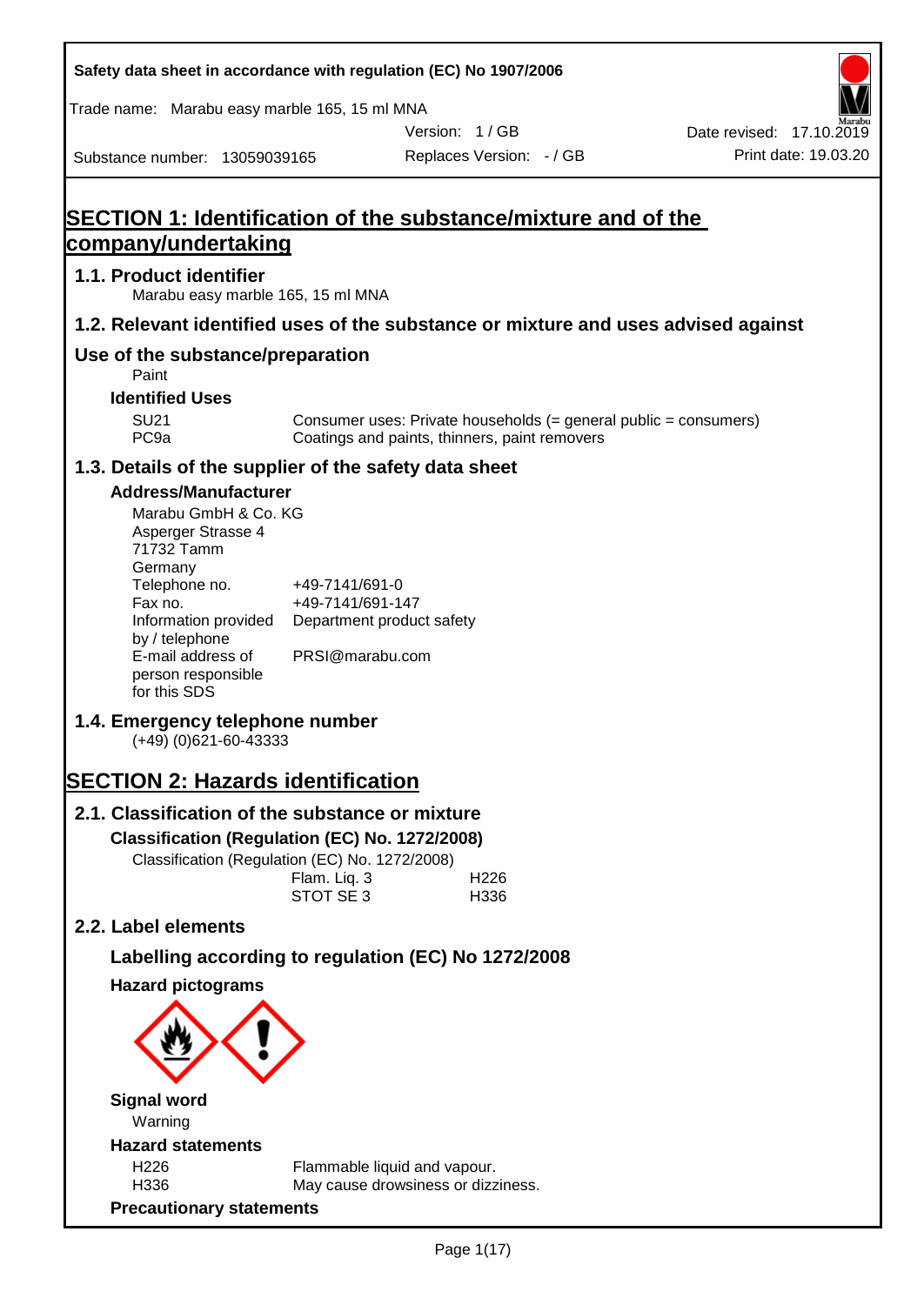Safety data sheet in accordance with regulation (EC) No 1907/2006

Trade name: Marabu easy marble 165, 15 ml MNA

Version: 1 / GB

Date revised: 17.10.2019

Substance number: 13059039165

Replaces Version: - / GB

Print date: 19.03.20

# SECTION 1: Identification of the substance/mixture and of the company/undertaking

## 1.1. Product identifier

Marabu easy marble 165, 15 ml MNA

## 1.2. Relevant identified uses of the substance or mixture and uses advised against

## Use of the substance/preparation

Paint

### Identified Uses

| | |
|---|---|
| SU21 | Consumer uses: Private households (= general public = consumers) |
| PC9a | Coatings and paints, thinners, paint removers |

## 1.3. Details of the supplier of the safety data sheet

### Address/Manufacturer

Marabu GmbH & Co. KG
Asperger Strasse 4
71732 Tamm
Germany

| | |
|---|---|
| Telephone no. | +49-7141/691-0 |
| Fax no. | +49-7141/691-147 |
| Information provided by / telephone | Department product safety |
| E-mail address of person responsible for this SDS | PRSI@marabu.com |

## 1.4. Emergency telephone number

(+49) (0)621-60-43333

# SECTION 2: Hazards identification

## 2.1. Classification of the substance or mixture

### Classification (Regulation (EC) No. 1272/2008)

Classification (Regulation (EC) No. 1272/2008)

| | |
|---|---|
| Flam. Liq. 3 | H226 |
| STOT SE 3 | H336 |

## 2.2. Label elements

### Labelling according to regulation (EC) No 1272/2008

### Hazard pictograms

### Signal word

Warning

### Hazard statements

| | |
|---|---|
| H226 | Flammable liquid and vapour. |
| H336 | May cause drowsiness or dizziness. |

### Precautionary statements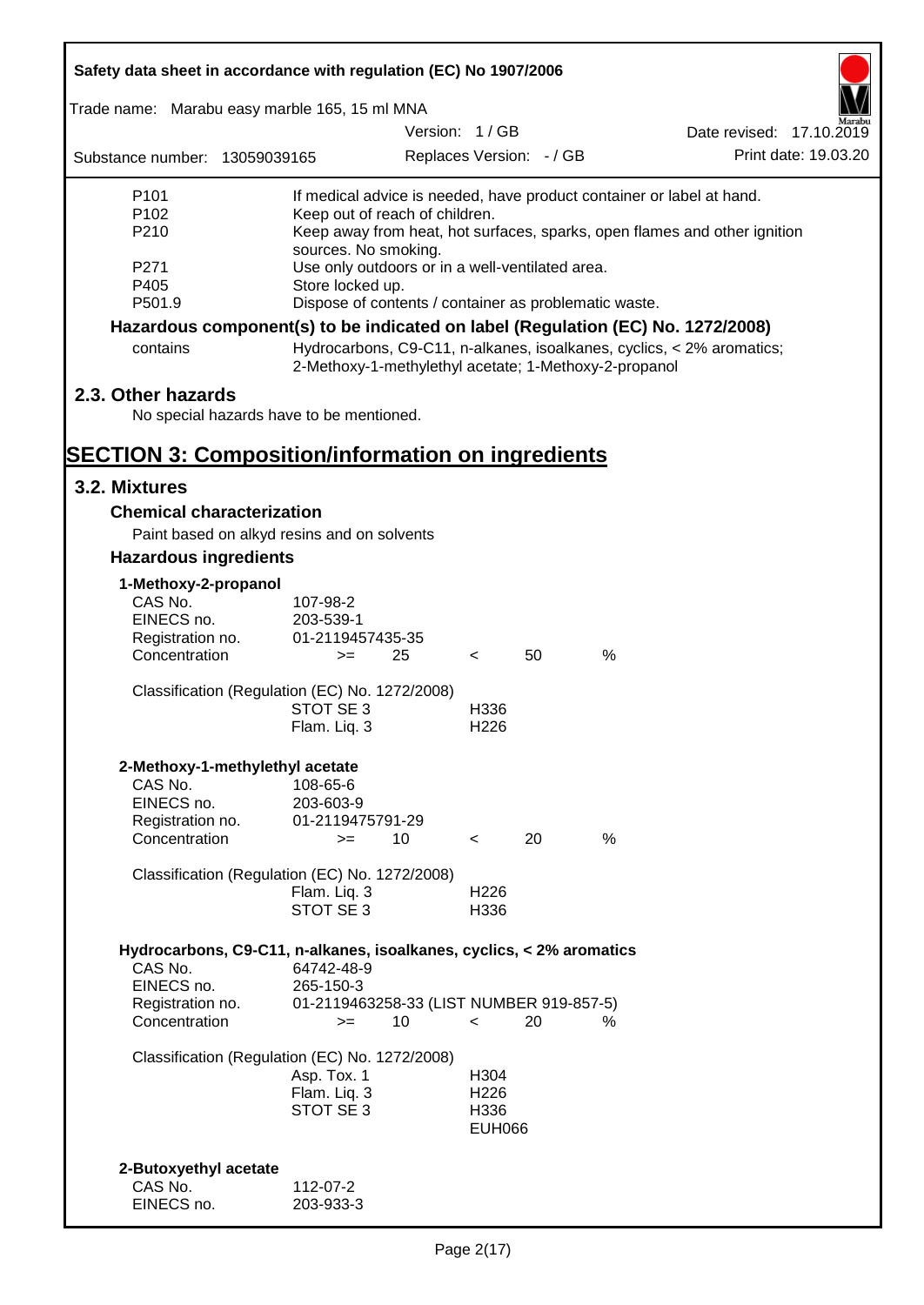| | |
|---|---|
| P101 | If medical advice is needed, have product container or label at hand. |
| P102 | Keep out of reach of children. |
| P210 | Keep away from heat, hot surfaces, sparks, open flames and other ignition sources. No smoking. |
| P271 | Use only outdoors or in a well-ventilated area. |
| P405 | Store locked up. |
| P501.9 | Dispose of contents / container as problematic waste. |

**Hazardous component(s) to be indicated on label (Regulation (EC) No. 1272/2008)**

| | |
|---|---|
| contains | Hydrocarbons, C9-C11, n-alkanes, isoalkanes, cyclics, < 2% aromatics; 2-Methoxy-1-methylethyl acetate; 1-Methoxy-2-propanol |

## 2.3. Other hazards

No special hazards have to be mentioned.

# SECTION 3: Composition/information on ingredients

## 3.2. Mixtures

### Chemical characterization

Paint based on alkyd resins and on solvents

### Hazardous ingredients

**1-Methoxy-2-propanol**

| | |
|---|---|
| CAS No. | 107-98-2 |
| EINECS no. | 203-539-1 |
| Registration no. | 01-2119457435-35 |
| Concentration | >= 25 < 50 % |

Classification (Regulation (EC) No. 1272/2008)

| | |
|---|---|
| STOT SE 3 | H336 |
| Flam. Liq. 3 | H226 |

**2-Methoxy-1-methylethyl acetate**

| | |
|---|---|
| CAS No. | 108-65-6 |
| EINECS no. | 203-603-9 |
| Registration no. | 01-2119475791-29 |
| Concentration | >= 10 < 20 % |

Classification (Regulation (EC) No. 1272/2008)

| | |
|---|---|
| Flam. Liq. 3 | H226 |
| STOT SE 3 | H336 |

**Hydrocarbons, C9-C11, n-alkanes, isoalkanes, cyclics, < 2% aromatics**

| | |
|---|---|
| CAS No. | 64742-48-9 |
| EINECS no. | 265-150-3 |
| Registration no. | 01-2119463258-33 (LIST NUMBER 919-857-5) |
| Concentration | >= 10 < 20 % |

Classification (Regulation (EC) No. 1272/2008)

| | |
|---|---|
| Asp. Tox. 1 | H304 |
| Flam. Liq. 3 | H226 |
| STOT SE 3 | H336 |
| | EUH066 |

**2-Butoxyethyl acetate**

| | |
|---|---|
| CAS No. | 112-07-2 |
| EINECS no. | 203-933-3 |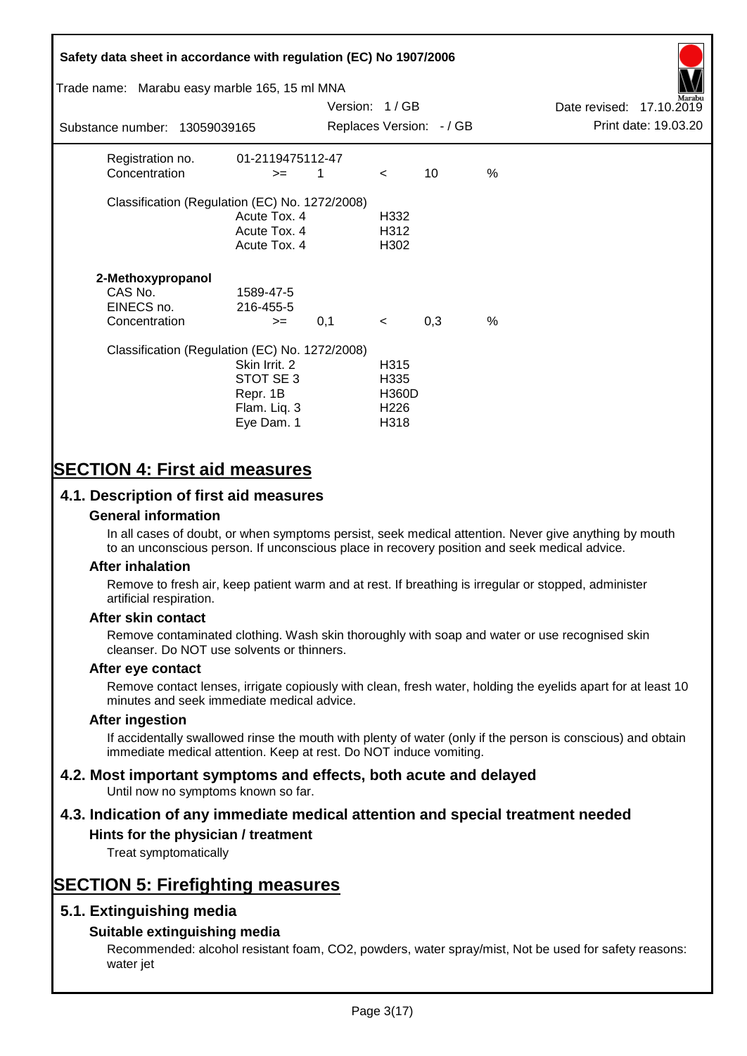| | | | | | |
|---|---|---|---|---|---|
| Registration no. | 01-2119475112-47 | | | | |
| Concentration | >= | 1 | < | 10 | % |

Classification (Regulation (EC) No. 1272/2008)

| | |
|---|---|
| Acute Tox. 4 | H332 |
| Acute Tox. 4 | H312 |
| Acute Tox. 4 | H302 |

**2-Methoxypropanol**

| | | | | | |
|---|---|---|---|---|---|
| CAS No. | 1589-47-5 | | | | |
| EINECS no. | 216-455-5 | | | | |
| Concentration | >= | 0,1 | < | 0,3 | % |

Classification (Regulation (EC) No. 1272/2008)

| | |
|---|---|
| Skin Irrit. 2 | H315 |
| STOT SE 3 | H335 |
| Repr. 1B | H360D |
| Flam. Liq. 3 | H226 |
| Eye Dam. 1 | H318 |

# SECTION 4: First aid measures

## 4.1. Description of first aid measures

### General information

In all cases of doubt, or when symptoms persist, seek medical attention. Never give anything by mouth to an unconscious person. If unconscious place in recovery position and seek medical advice.

### After inhalation

Remove to fresh air, keep patient warm and at rest. If breathing is irregular or stopped, administer artificial respiration.

### After skin contact

Remove contaminated clothing. Wash skin thoroughly with soap and water or use recognised skin cleanser. Do NOT use solvents or thinners.

### After eye contact

Remove contact lenses, irrigate copiously with clean, fresh water, holding the eyelids apart for at least 10 minutes and seek immediate medical advice.

### After ingestion

If accidentally swallowed rinse the mouth with plenty of water (only if the person is conscious) and obtain immediate medical attention. Keep at rest. Do NOT induce vomiting.

## 4.2. Most important symptoms and effects, both acute and delayed

Until now no symptoms known so far.

## 4.3. Indication of any immediate medical attention and special treatment needed

### Hints for the physician / treatment

Treat symptomatically

# SECTION 5: Firefighting measures

## 5.1. Extinguishing media

### Suitable extinguishing media

Recommended: alcohol resistant foam, $CO_2$, powders, water spray/mist, Not be used for safety reasons: water jet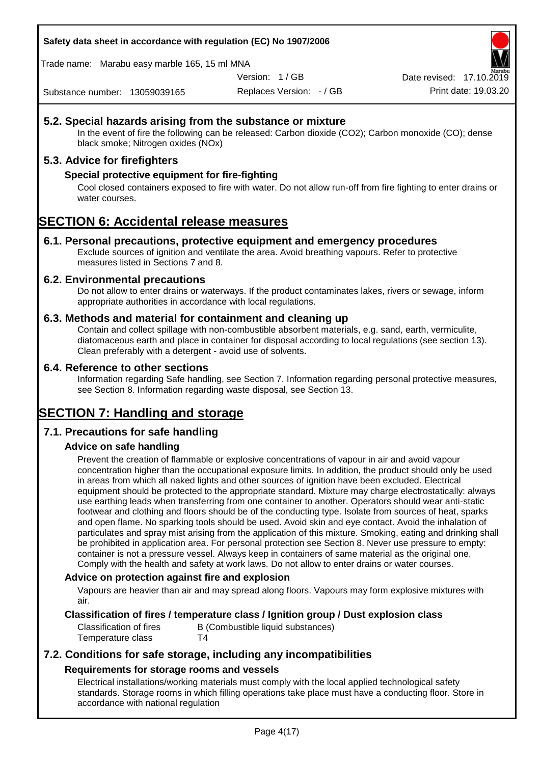## 5.2. Special hazards arising from the substance or mixture

In the event of fire the following can be released: Carbon dioxide ($CO_2$); Carbon monoxide (CO); dense black smoke; Nitrogen oxides (NOx)

## 5.3. Advice for firefighters

### Special protective equipment for fire-fighting

Cool closed containers exposed to fire with water. Do not allow run-off from fire fighting to enter drains or water courses.

# SECTION 6: Accidental release measures

## 6.1. Personal precautions, protective equipment and emergency procedures

Exclude sources of ignition and ventilate the area. Avoid breathing vapours. Refer to protective measures listed in Sections 7 and 8.

## 6.2. Environmental precautions

Do not allow to enter drains or waterways. If the product contaminates lakes, rivers or sewage, inform appropriate authorities in accordance with local regulations.

## 6.3. Methods and material for containment and cleaning up

Contain and collect spillage with non-combustible absorbent materials, e.g. sand, earth, vermiculite, diatomaceous earth and place in container for disposal according to local regulations (see section 13). Clean preferably with a detergent - avoid use of solvents.

## 6.4. Reference to other sections

Information regarding Safe handling, see Section 7. Information regarding personal protective measures, see Section 8. Information regarding waste disposal, see Section 13.

# SECTION 7: Handling and storage

## 7.1. Precautions for safe handling

### Advice on safe handling

Prevent the creation of flammable or explosive concentrations of vapour in air and avoid vapour concentration higher than the occupational exposure limits. In addition, the product should only be used in areas from which all naked lights and other sources of ignition have been excluded. Electrical equipment should be protected to the appropriate standard. Mixture may charge electrostatically: always use earthing leads when transferring from one container to another. Operators should wear anti-static footwear and clothing and floors should be of the conducting type. Isolate from sources of heat, sparks and open flame. No sparking tools should be used. Avoid skin and eye contact. Avoid the inhalation of particulates and spray mist arising from the application of this mixture. Smoking, eating and drinking shall be prohibited in application area. For personal protection see Section 8. Never use pressure to empty: container is not a pressure vessel. Always keep in containers of same material as the original one. Comply with the health and safety at work laws. Do not allow to enter drains or water courses.

### Advice on protection against fire and explosion

Vapours are heavier than air and may spread along floors. Vapours may form explosive mixtures with air.

### Classification of fires / temperature class / Ignition group / Dust explosion class

| | |
|---|---|
| Classification of fires | B (Combustible liquid substances) |
| Temperature class | T4 |

## 7.2. Conditions for safe storage, including any incompatibilities

### Requirements for storage rooms and vessels

Electrical installations/working materials must comply with the local applied technological safety standards. Storage rooms in which filling operations take place must have a conducting floor. Store in accordance with national regulation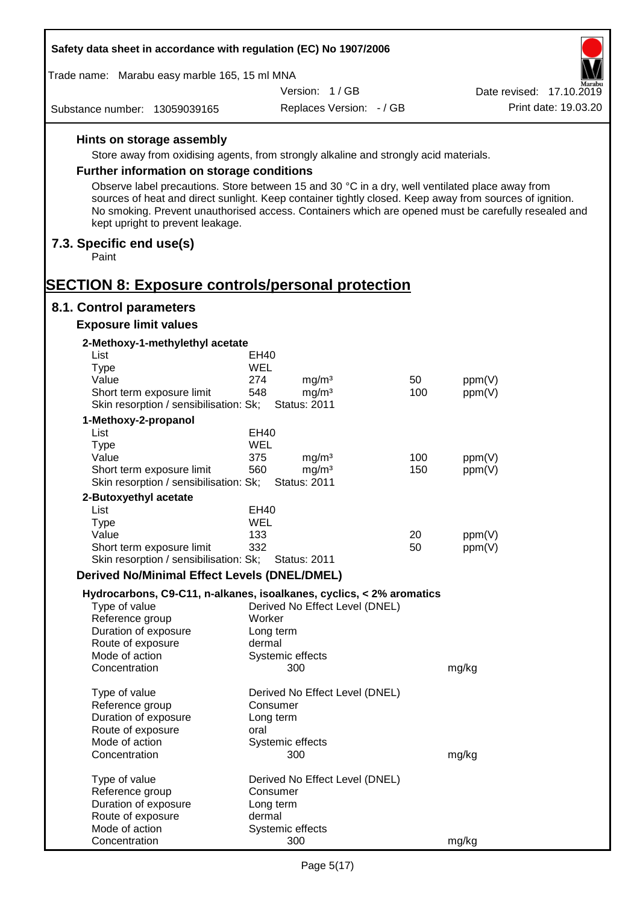### Hints on storage assembly

Store away from oxidising agents, from strongly alkaline and strongly acid materials.

### Further information on storage conditions

Observe label precautions. Store between 15 and 30 °C in a dry, well ventilated place away from sources of heat and direct sunlight. Keep container tightly closed. Keep away from sources of ignition. No smoking. Prevent unauthorised access. Containers which are opened must be carefully resealed and kept upright to prevent leakage.

## 7.3. Specific end use(s)

Paint

# SECTION 8: Exposure controls/personal protection

## 8.1. Control parameters

### Exposure limit values

**2-Methoxy-1-methylethyl acetate**

| | | | | |
|---|---|---|---|---|
| List | EH40 | | | |
| Type | WEL | | | |
| Value | 274 | mg/m³ | 50 | ppm(V) |
| Short term exposure limit | 548 | mg/m³ | 100 | ppm(V) |
| Skin resorption / sensibilisation: Sk; | Status: 2011 | | | |

**1-Methoxy-2-propanol**

| | | | | |
|---|---|---|---|---|
| List | EH40 | | | |
| Type | WEL | | | |
| Value | 375 | mg/m³ | 100 | ppm(V) |
| Short term exposure limit | 560 | mg/m³ | 150 | ppm(V) |
| Skin resorption / sensibilisation: Sk; | Status: 2011 | | | |

**2-Butoxyethyl acetate**

| | | | | |
|---|---|---|---|---|
| List | EH40 | | | |
| Type | WEL | | | |
| Value | 133 | | 20 | ppm(V) |
| Short term exposure limit | 332 | | 50 | ppm(V) |
| Skin resorption / sensibilisation: Sk; | Status: 2011 | | | |

### Derived No/Minimal Effect Levels (DNEL/DMEL)

**Hydrocarbons, C9-C11, n-alkanes, isoalkanes, cyclics, < 2% aromatics**

| | | |
|---|---|---|
| Type of value | Derived No Effect Level (DNEL) | |
| Reference group | Worker | |
| Duration of exposure | Long term | |
| Route of exposure | dermal | |
| Mode of action | Systemic effects | |
| Concentration | 300 | mg/kg |

| | | |
|---|---|---|
| Type of value | Derived No Effect Level (DNEL) | |
| Reference group | Consumer | |
| Duration of exposure | Long term | |
| Route of exposure | oral | |
| Mode of action | Systemic effects | |
| Concentration | 300 | mg/kg |

| | | |
|---|---|---|
| Type of value | Derived No Effect Level (DNEL) | |
| Reference group | Consumer | |
| Duration of exposure | Long term | |
| Route of exposure | dermal | |
| Mode of action | Systemic effects | |
| Concentration | 300 | mg/kg |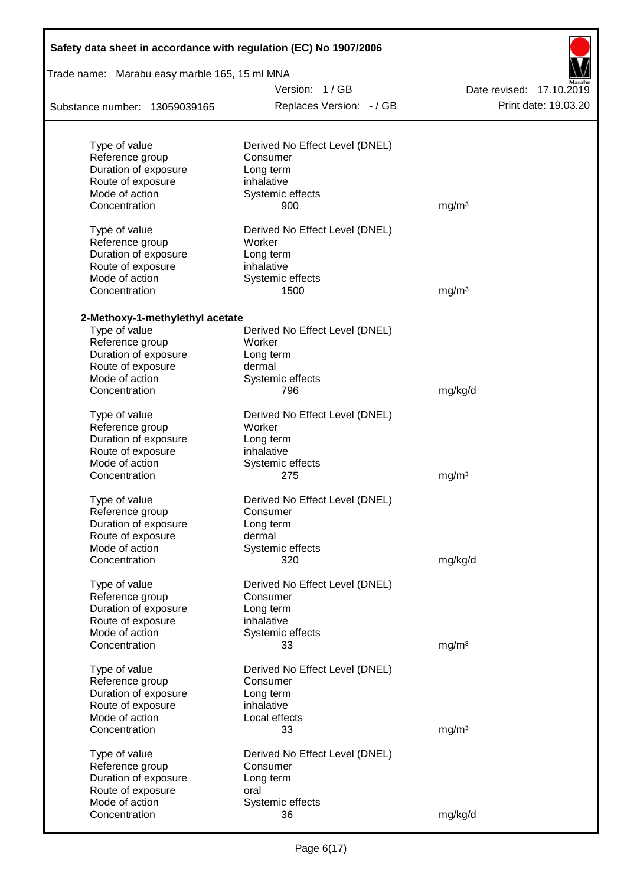| | | |
|---|---|---|
| Type of value | Derived No Effect Level (DNEL) | |
| Reference group | Consumer | |
| Duration of exposure | Long term | |
| Route of exposure | inhalative | |
| Mode of action | Systemic effects | |
| Concentration | 900 | mg/m³ |
| | | |
| Type of value | Derived No Effect Level (DNEL) | |
| Reference group | Worker | |
| Duration of exposure | Long term | |
| Route of exposure | inhalative | |
| Mode of action | Systemic effects | |
| Concentration | 1500 | mg/m³ |

**2-Methoxy-1-methylethyl acetate**

| | | |
|---|---|---|
| Type of value | Derived No Effect Level (DNEL) | |
| Reference group | Worker | |
| Duration of exposure | Long term | |
| Route of exposure | dermal | |
| Mode of action | Systemic effects | |
| Concentration | 796 | mg/kg/d |
| | | |
| Type of value | Derived No Effect Level (DNEL) | |
| Reference group | Worker | |
| Duration of exposure | Long term | |
| Route of exposure | inhalative | |
| Mode of action | Systemic effects | |
| Concentration | 275 | mg/m³ |
| | | |
| Type of value | Derived No Effect Level (DNEL) | |
| Reference group | Consumer | |
| Duration of exposure | Long term | |
| Route of exposure | dermal | |
| Mode of action | Systemic effects | |
| Concentration | 320 | mg/kg/d |
| | | |
| Type of value | Derived No Effect Level (DNEL) | |
| Reference group | Consumer | |
| Duration of exposure | Long term | |
| Route of exposure | inhalative | |
| Mode of action | Systemic effects | |
| Concentration | 33 | mg/m³ |
| | | |
| Type of value | Derived No Effect Level (DNEL) | |
| Reference group | Consumer | |
| Duration of exposure | Long term | |
| Route of exposure | inhalative | |
| Mode of action | Local effects | |
| Concentration | 33 | mg/m³ |
| | | |
| Type of value | Derived No Effect Level (DNEL) | |
| Reference group | Consumer | |
| Duration of exposure | Long term | |
| Route of exposure | oral | |
| Mode of action | Systemic effects | |
| Concentration | 36 | mg/kg/d |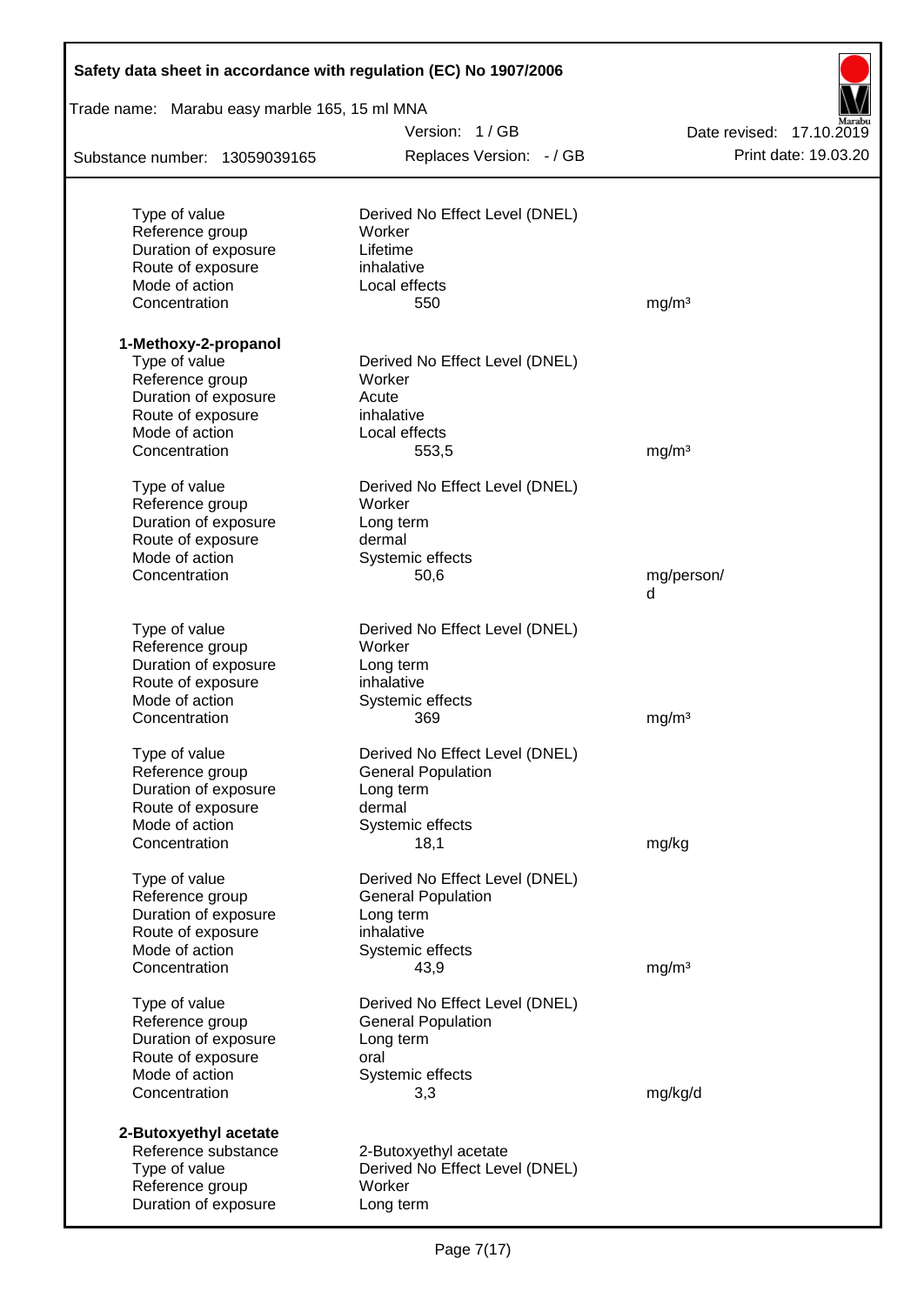| | | |
|---|---|---|
| Type of value | Derived No Effect Level (DNEL) | |
| Reference group | Worker | |
| Duration of exposure | Lifetime | |
| Route of exposure | inhalative | |
| Mode of action | Local effects | |
| Concentration | 550 | mg/m³ |

**1-Methoxy-2-propanol**

| | | |
|---|---|---|
| Type of value | Derived No Effect Level (DNEL) | |
| Reference group | Worker | |
| Duration of exposure | Acute | |
| Route of exposure | inhalative | |
| Mode of action | Local effects | |
| Concentration | 553,5 | mg/m³ |

| | | |
|---|---|---|
| Type of value | Derived No Effect Level (DNEL) | |
| Reference group | Worker | |
| Duration of exposure | Long term | |
| Route of exposure | dermal | |
| Mode of action | Systemic effects | |
| Concentration | 50,6 | mg/person/d |

| | | |
|---|---|---|
| Type of value | Derived No Effect Level (DNEL) | |
| Reference group | Worker | |
| Duration of exposure | Long term | |
| Route of exposure | inhalative | |
| Mode of action | Systemic effects | |
| Concentration | 369 | mg/m³ |

| | | |
|---|---|---|
| Type of value | Derived No Effect Level (DNEL) | |
| Reference group | General Population | |
| Duration of exposure | Long term | |
| Route of exposure | dermal | |
| Mode of action | Systemic effects | |
| Concentration | 18,1 | mg/kg |

| | | |
|---|---|---|
| Type of value | Derived No Effect Level (DNEL) | |
| Reference group | General Population | |
| Duration of exposure | Long term | |
| Route of exposure | inhalative | |
| Mode of action | Systemic effects | |
| Concentration | 43,9 | mg/m³ |

| | | |
|---|---|---|
| Type of value | Derived No Effect Level (DNEL) | |
| Reference group | General Population | |
| Duration of exposure | Long term | |
| Route of exposure | oral | |
| Mode of action | Systemic effects | |
| Concentration | 3,3 | mg/kg/d |

**2-Butoxyethyl acetate**

| | |
|---|---|
| Reference substance | 2-Butoxyethyl acetate |
| Type of value | Derived No Effect Level (DNEL) |
| Reference group | Worker |
| Duration of exposure | Long term |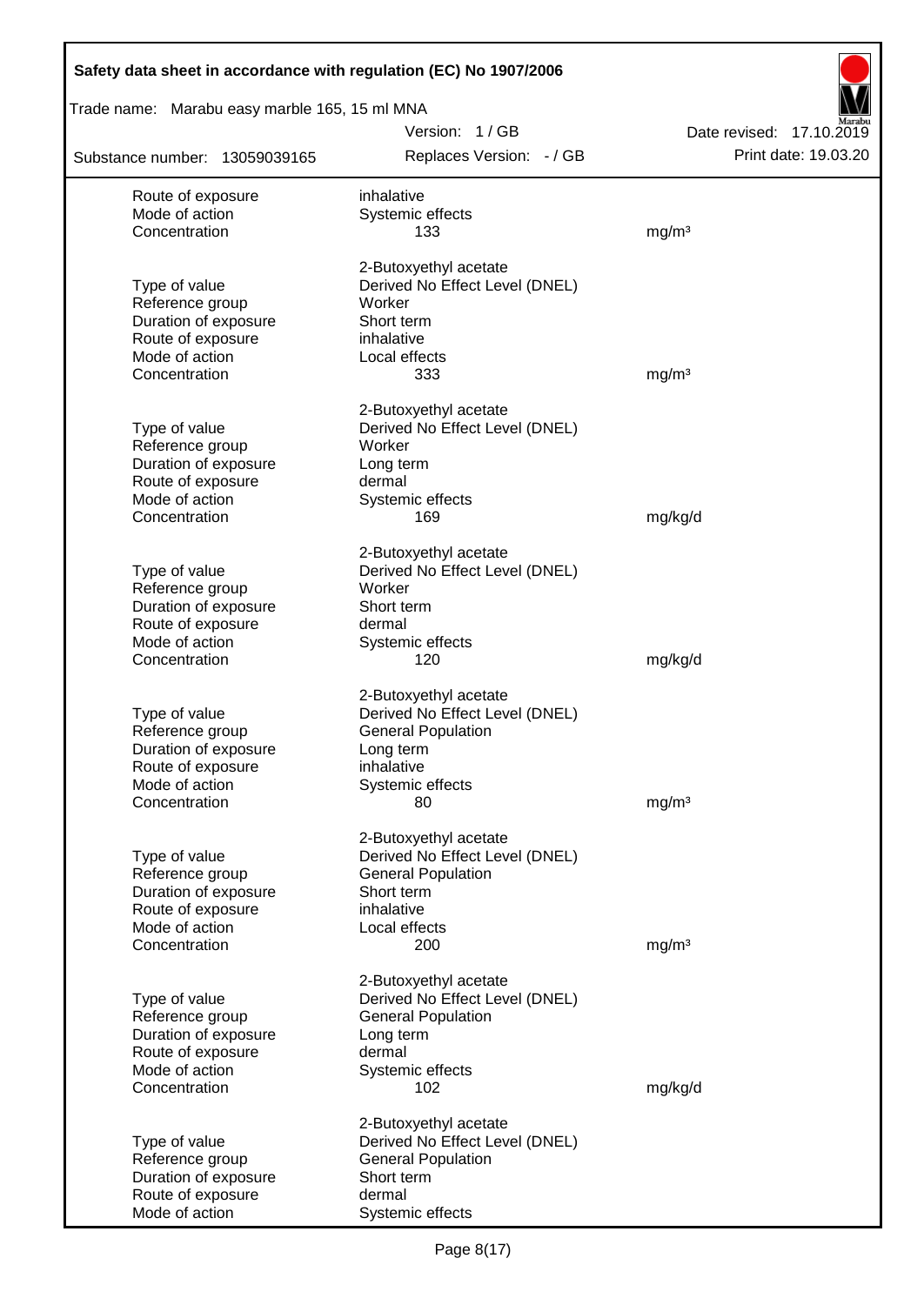| | | |
|---|---|---|
| Route of exposure | inhalative | |
| Mode of action | Systemic effects | |
| Concentration | 133 | mg/m³ |
| | | |
| | 2-Butoxyethyl acetate | |
| Type of value | Derived No Effect Level (DNEL) | |
| Reference group | Worker | |
| Duration of exposure | Short term | |
| Route of exposure | inhalative | |
| Mode of action | Local effects | |
| Concentration | 333 | mg/m³ |
| | | |
| | 2-Butoxyethyl acetate | |
| Type of value | Derived No Effect Level (DNEL) | |
| Reference group | Worker | |
| Duration of exposure | Long term | |
| Route of exposure | dermal | |
| Mode of action | Systemic effects | |
| Concentration | 169 | mg/kg/d |
| | | |
| | 2-Butoxyethyl acetate | |
| Type of value | Derived No Effect Level (DNEL) | |
| Reference group | Worker | |
| Duration of exposure | Short term | |
| Route of exposure | dermal | |
| Mode of action | Systemic effects | |
| Concentration | 120 | mg/kg/d |
| | | |
| | 2-Butoxyethyl acetate | |
| Type of value | Derived No Effect Level (DNEL) | |
| Reference group | General Population | |
| Duration of exposure | Long term | |
| Route of exposure | inhalative | |
| Mode of action | Systemic effects | |
| Concentration | 80 | mg/m³ |
| | | |
| | 2-Butoxyethyl acetate | |
| Type of value | Derived No Effect Level (DNEL) | |
| Reference group | General Population | |
| Duration of exposure | Short term | |
| Route of exposure | inhalative | |
| Mode of action | Local effects | |
| Concentration | 200 | mg/m³ |
| | | |
| | 2-Butoxyethyl acetate | |
| Type of value | Derived No Effect Level (DNEL) | |
| Reference group | General Population | |
| Duration of exposure | Long term | |
| Route of exposure | dermal | |
| Mode of action | Systemic effects | |
| Concentration | 102 | mg/kg/d |
| | | |
| | 2-Butoxyethyl acetate | |
| Type of value | Derived No Effect Level (DNEL) | |
| Reference group | General Population | |
| Duration of exposure | Short term | |
| Route of exposure | dermal | |
| Mode of action | Systemic effects | |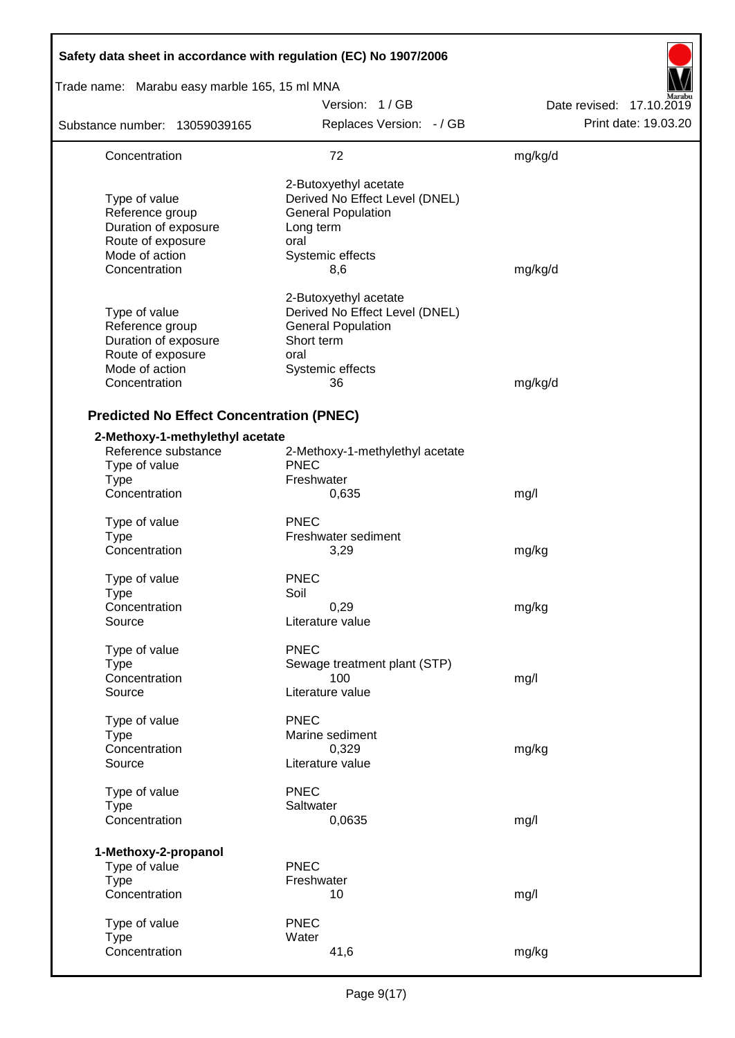| | | |
|---|---|---|
| Concentration | 72 | mg/kg/d |
| | 2-Butoxyethyl acetate | |
| Type of value | Derived No Effect Level (DNEL) | |
| Reference group | General Population | |
| Duration of exposure | Long term | |
| Route of exposure | oral | |
| Mode of action | Systemic effects | |
| Concentration | 8,6 | mg/kg/d |
| | 2-Butoxyethyl acetate | |
| Type of value | Derived No Effect Level (DNEL) | |
| Reference group | General Population | |
| Duration of exposure | Short term | |
| Route of exposure | oral | |
| Mode of action | Systemic effects | |
| Concentration | 36 | mg/kg/d |

## Predicted No Effect Concentration (PNEC)

**2-Methoxy-1-methylethyl acetate**

| | | |
|---|---|---|
| Reference substance | 2-Methoxy-1-methylethyl acetate | |
| Type of value | PNEC | |
| Type | Freshwater | |
| Concentration | 0,635 | mg/l |
| Type of value | PNEC | |
| Type | Freshwater sediment | |
| Concentration | 3,29 | mg/kg |
| Type of value | PNEC | |
| Type | Soil | |
| Concentration | 0,29 | mg/kg |
| Source | Literature value | |
| Type of value | PNEC | |
| Type | Sewage treatment plant (STP) | |
| Concentration | 100 | mg/l |
| Source | Literature value | |
| Type of value | PNEC | |
| Type | Marine sediment | |
| Concentration | 0,329 | mg/kg |
| Source | Literature value | |
| Type of value | PNEC | |
| Type | Saltwater | |
| Concentration | 0,0635 | mg/l |

**1-Methoxy-2-propanol**

| | | |
|---|---|---|
| Type of value | PNEC | |
| Type | Freshwater | |
| Concentration | 10 | mg/l |
| Type of value | PNEC | |
| Type | Water | |
| Concentration | 41,6 | mg/kg |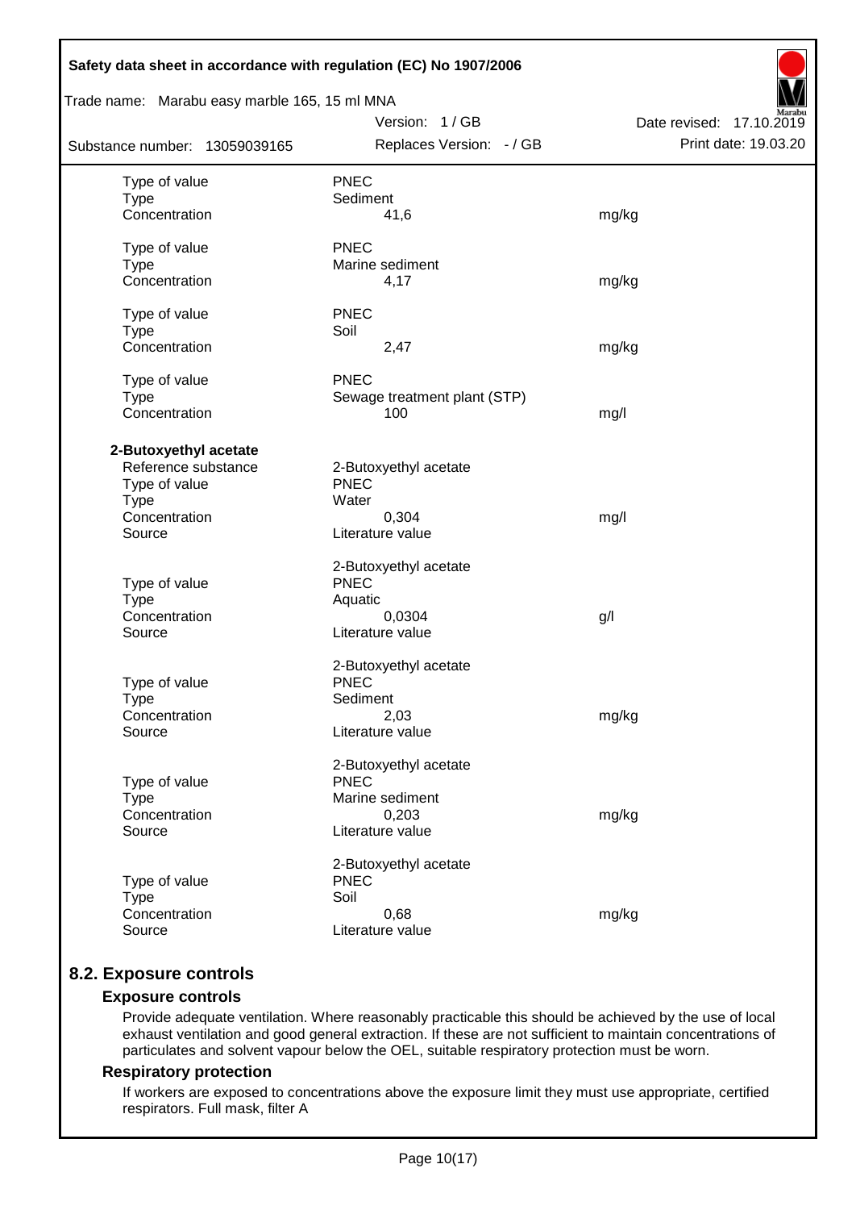| | | |
|---|---|---|
| Type of value | PNEC | |
| Type | Sediment | |
| Concentration | 41,6 | mg/kg |
| | | |
| Type of value | PNEC | |
| Type | Marine sediment | |
| Concentration | 4,17 | mg/kg |
| | | |
| Type of value | PNEC | |
| Type | Soil | |
| Concentration | 2,47 | mg/kg |
| | | |
| Type of value | PNEC | |
| Type | Sewage treatment plant (STP) | |
| Concentration | 100 | mg/l |

**2-Butoxyethyl acetate**

| | | |
|---|---|---|
| Reference substance | 2-Butoxyethyl acetate | |
| Type of value | PNEC | |
| Type | Water | |
| Concentration | 0,304 | mg/l |
| Source | Literature value | |
| | | |
| | 2-Butoxyethyl acetate | |
| Type of value | PNEC | |
| Type | Aquatic | |
| Concentration | 0,0304 | g/l |
| Source | Literature value | |
| | | |
| | 2-Butoxyethyl acetate | |
| Type of value | PNEC | |
| Type | Sediment | |
| Concentration | 2,03 | mg/kg |
| Source | Literature value | |
| | | |
| | 2-Butoxyethyl acetate | |
| Type of value | PNEC | |
| Type | Marine sediment | |
| Concentration | 0,203 | mg/kg |
| Source | Literature value | |
| | | |
| | 2-Butoxyethyl acetate | |
| Type of value | PNEC | |
| Type | Soil | |
| Concentration | 0,68 | mg/kg |
| Source | Literature value | |

## 8.2. Exposure controls

### Exposure controls

Provide adequate ventilation. Where reasonably practicable this should be achieved by the use of local exhaust ventilation and good general extraction. If these are not sufficient to maintain concentrations of particulates and solvent vapour below the OEL, suitable respiratory protection must be worn.

### Respiratory protection

If workers are exposed to concentrations above the exposure limit they must use appropriate, certified respirators. Full mask, filter A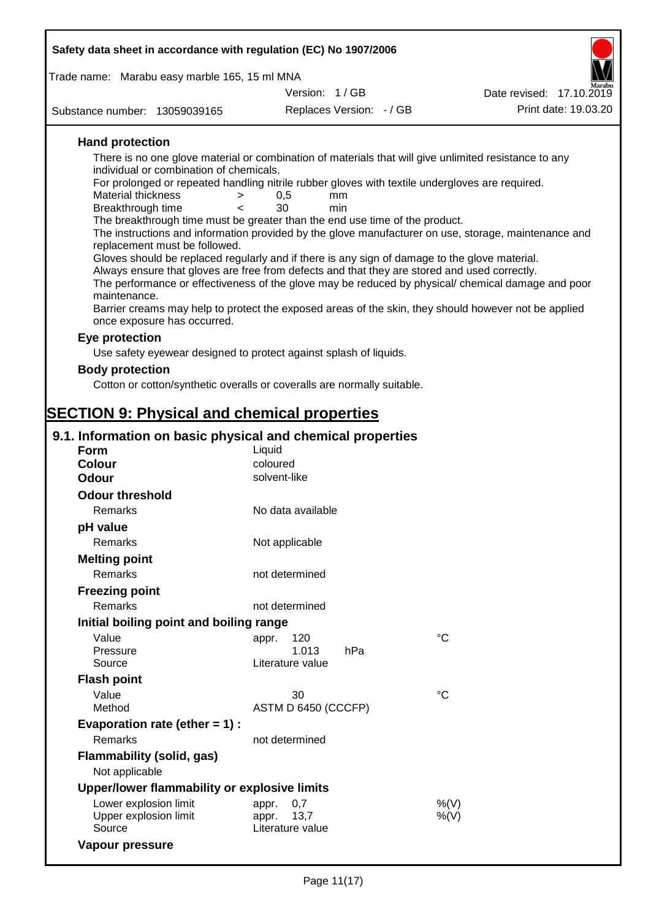**Hand protection**

There is no one glove material or combination of materials that will give unlimited resistance to any individual or combination of chemicals.

For prolonged or repeated handling nitrile rubber gloves with textile undergloves are required.

| | | | |
|---|---|---|---|
| Material thickness | > | 0,5 | mm |
| Breakthrough time | < | 30 | min |

The breakthrough time must be greater than the end use time of the product.

The instructions and information provided by the glove manufacturer on use, storage, maintenance and replacement must be followed.

Gloves should be replaced regularly and if there is any sign of damage to the glove material.

Always ensure that gloves are free from defects and that they are stored and used correctly.

The performance or effectiveness of the glove may be reduced by physical/ chemical damage and poor maintenance.

Barrier creams may help to protect the exposed areas of the skin, they should however not be applied once exposure has occurred.

**Eye protection**

Use safety eyewear designed to protect against splash of liquids.

**Body protection**

Cotton or cotton/synthetic overalls or coveralls are normally suitable.

# SECTION 9: Physical and chemical properties

## 9.1. Information on basic physical and chemical properties

| | |
|---|---|
| **Form** | Liquid |
| **Colour** | coloured |
| **Odour** | solvent-like |

**Odour threshold**

| | |
|---|---|
| Remarks | No data available |

**pH value**

| | |
|---|---|
| Remarks | Not applicable |

**Melting point**

| | |
|---|---|
| Remarks | not determined |

**Freezing point**

| | |
|---|---|
| Remarks | not determined |

**Initial boiling point and boiling range**

| | | |
|---|---|---|
| Value | appr. 120 | °C |
| Pressure | 1.013 hPa | |
| Source | Literature value | |

**Flash point**

| | | |
|---|---|---|
| Value | 30 | °C |
| Method | ASTM D 6450 (CCCFP) | |

**Evaporation rate (ether = 1) :**

| | |
|---|---|
| Remarks | not determined |

**Flammability (solid, gas)**

Not applicable

**Upper/lower flammability or explosive limits**

| | | |
|---|---|---|
| Lower explosion limit | appr. 0,7 | %(V) |
| Upper explosion limit | appr. 13,7 | %(V) |
| Source | Literature value | |

**Vapour pressure**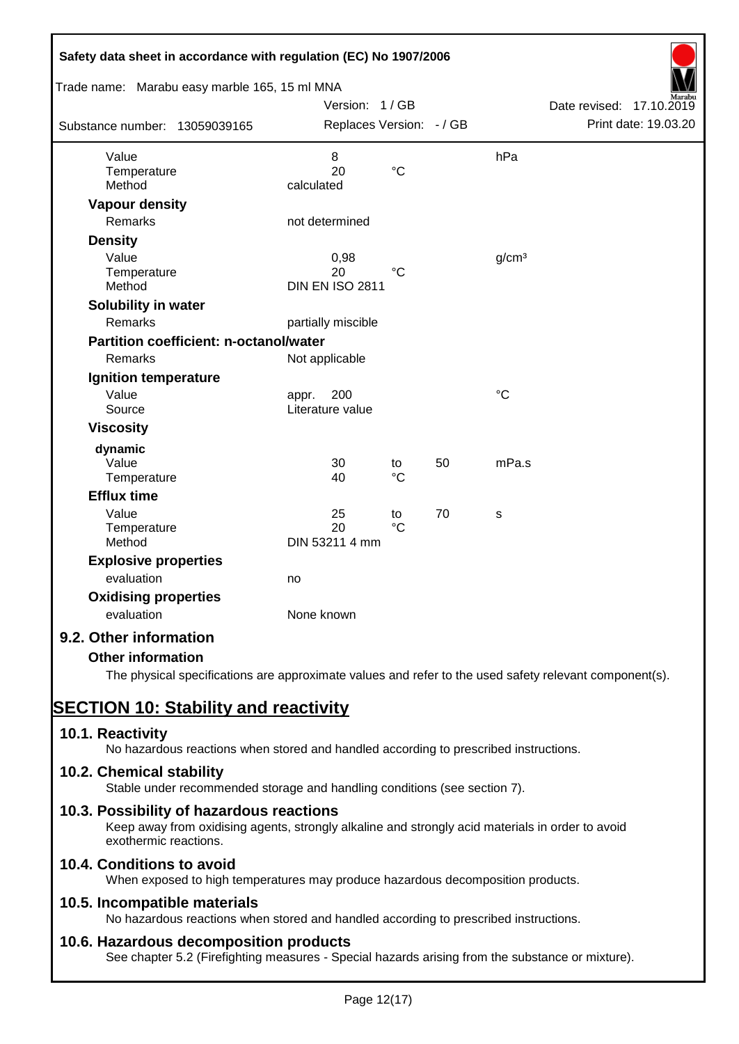| | | | | |
|---|---|---|---|---|
| Value | 8 | | | hPa |
| Temperature | 20 | °C | | |
| Method | calculated | | | |

**Vapour density**

| | |
|---|---|
| Remarks | not determined |

**Density**

| | | | |
|---|---|---|---|
| Value | 0,98 | | g/cm³ |
| Temperature | 20 | °C | |
| Method | DIN EN ISO 2811 | | |

**Solubility in water**

| | |
|---|---|
| Remarks | partially miscible |

**Partition coefficient: n-octanol/water**

| | |
|---|---|
| Remarks | Not applicable |

**Ignition temperature**

| | | |
|---|---|---|
| Value | appr. 200 | °C |
| Source | Literature value | |

**Viscosity**

**dynamic**

| | | | | |
|---|---|---|---|---|
| Value | 30 | to | 50 | mPa.s |
| Temperature | 40 | °C | | |

**Efflux time**

| | | | | |
|---|---|---|---|---|
| Value | 25 | to | 70 | s |
| Temperature | 20 | °C | | |
| Method | DIN 53211 4 mm | | | |

**Explosive properties**

| | |
|---|---|
| evaluation | no |

**Oxidising properties**

| | |
|---|---|
| evaluation | None known |

## 9.2. Other information

**Other information**

The physical specifications are approximate values and refer to the used safety relevant component(s).

# SECTION 10: Stability and reactivity

## 10.1. Reactivity

No hazardous reactions when stored and handled according to prescribed instructions.

## 10.2. Chemical stability

Stable under recommended storage and handling conditions (see section 7).

## 10.3. Possibility of hazardous reactions

Keep away from oxidising agents, strongly alkaline and strongly acid materials in order to avoid exothermic reactions.

## 10.4. Conditions to avoid

When exposed to high temperatures may produce hazardous decomposition products.

## 10.5. Incompatible materials

No hazardous reactions when stored and handled according to prescribed instructions.

## 10.6. Hazardous decomposition products

See chapter 5.2 (Firefighting measures - Special hazards arising from the substance or mixture).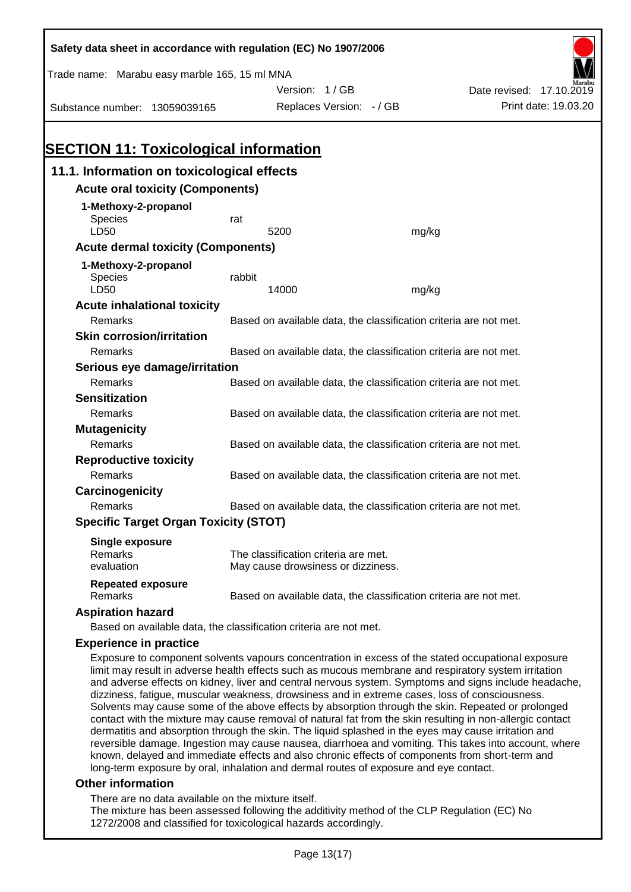# SECTION 11: Toxicological information

## 11.1. Information on toxicological effects

### Acute oral toxicity (Components)

**1-Methoxy-2-propanol**

| | | |
|---|---|---|
| Species | rat | |
| LD50 | 5200 | mg/kg |

### Acute dermal toxicity (Components)

**1-Methoxy-2-propanol**

| | | |
|---|---|---|
| Species | rabbit | |
| LD50 | 14000 | mg/kg |

### Acute inhalational toxicity

Remarks: Based on available data, the classification criteria are not met.

### Skin corrosion/irritation

Remarks: Based on available data, the classification criteria are not met.

### Serious eye damage/irritation

Remarks: Based on available data, the classification criteria are not met.

### Sensitization

Remarks: Based on available data, the classification criteria are not met.

### Mutagenicity

Remarks: Based on available data, the classification criteria are not met.

### Reproductive toxicity

Remarks: Based on available data, the classification criteria are not met.

### Carcinogenicity

Remarks: Based on available data, the classification criteria are not met.

### Specific Target Organ Toxicity (STOT)

**Single exposure**

Remarks: The classification criteria are met.
evaluation: May cause drowsiness or dizziness.

**Repeated exposure**

Remarks: Based on available data, the classification criteria are not met.

### Aspiration hazard

Based on available data, the classification criteria are not met.

### Experience in practice

Exposure to component solvents vapours concentration in excess of the stated occupational exposure limit may result in adverse health effects such as mucous membrane and respiratory system irritation and adverse effects on kidney, liver and central nervous system. Symptoms and signs include headache, dizziness, fatigue, muscular weakness, drowsiness and in extreme cases, loss of consciousness. Solvents may cause some of the above effects by absorption through the skin. Repeated or prolonged contact with the mixture may cause removal of natural fat from the skin resulting in non-allergic contact dermatitis and absorption through the skin. The liquid splashed in the eyes may cause irritation and reversible damage. Ingestion may cause nausea, diarrhoea and vomiting. This takes into account, where known, delayed and immediate effects and also chronic effects of components from short-term and long-term exposure by oral, inhalation and dermal routes of exposure and eye contact.

### Other information

There are no data available on the mixture itself.
The mixture has been assessed following the additivity method of the CLP Regulation (EC) No 1272/2008 and classified for toxicological hazards accordingly.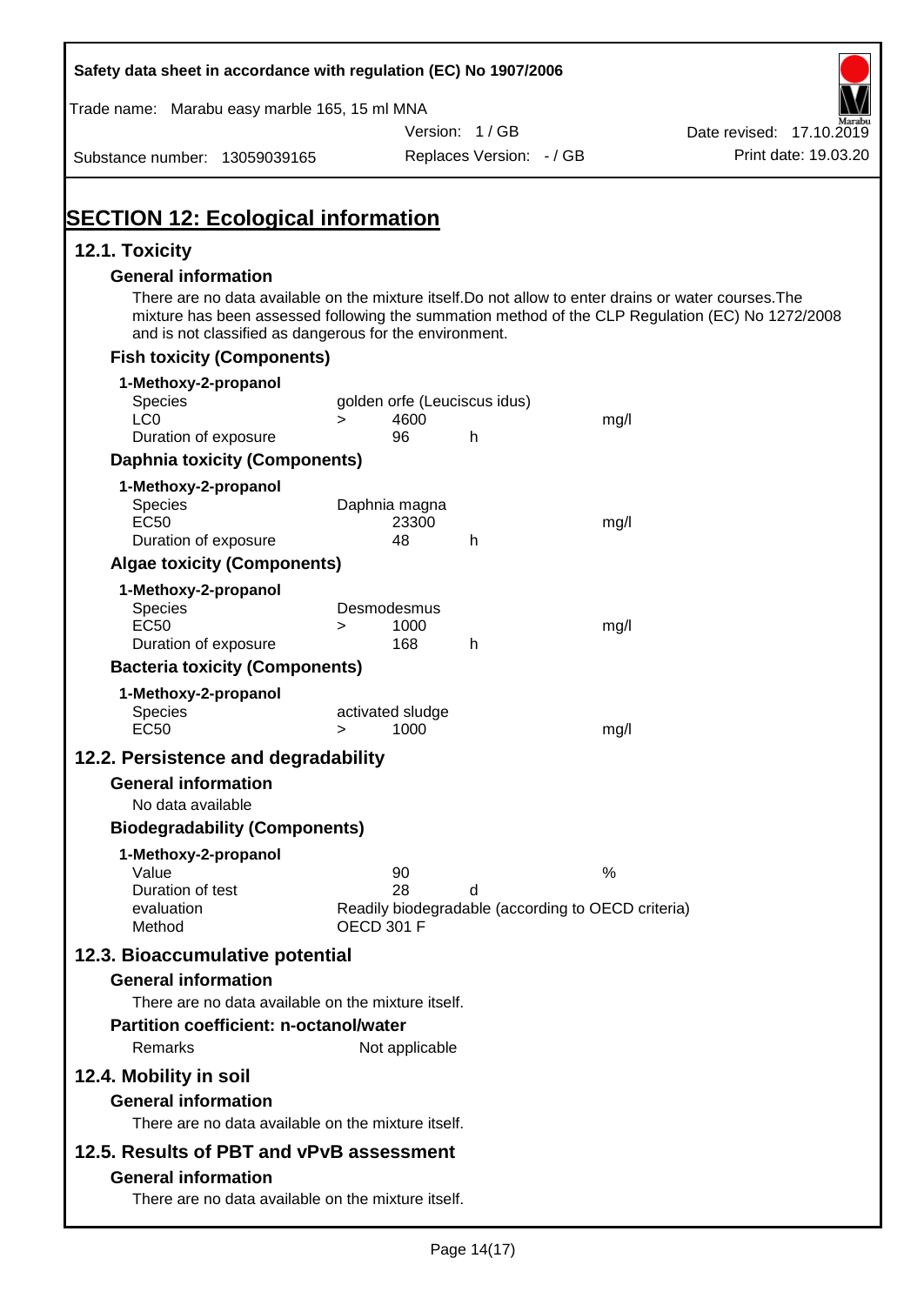Safety data sheet in accordance with regulation (EC) No 1907/2006

Trade name: Marabu easy marble 165, 15 ml MNA

Version: 1 / GB

Date revised: 17.10.2019

Substance number: 13059039165

Replaces Version: - / GB

Print date: 19.03.20

# SECTION 12: Ecological information

## 12.1. Toxicity

### General information

There are no data available on the mixture itself.Do not allow to enter drains or water courses.The mixture has been assessed following the summation method of the CLP Regulation (EC) No 1272/2008 and is not classified as dangerous for the environment.

### Fish toxicity (Components)

**1-Methoxy-2-propanol**

| | | | | |
|---|---|---|---|---|
| Species | golden orfe (Leuciscus idus) | | | |
| LC0 | > | 4600 | | mg/l |
| Duration of exposure | | 96 | h | |

### Daphnia toxicity (Components)

**1-Methoxy-2-propanol**

| | | | | |
|---|---|---|---|---|
| Species | Daphnia magna | | | |
| EC50 | | 23300 | | mg/l |
| Duration of exposure | | 48 | h | |

### Algae toxicity (Components)

**1-Methoxy-2-propanol**

| | | | | |
|---|---|---|---|---|
| Species | Desmodesmus | | | |
| EC50 | > | 1000 | | mg/l |
| Duration of exposure | | 168 | h | |

### Bacteria toxicity (Components)

**1-Methoxy-2-propanol**

| | | | | |
|---|---|---|---|---|
| Species | activated sludge | | | |
| EC50 | > | 1000 | | mg/l |

## 12.2. Persistence and degradability

### General information

No data available

### Biodegradability (Components)

**1-Methoxy-2-propanol**

| | | | |
|---|---|---|---|
| Value | 90 | | % |
| Duration of test | 28 | d | |
| evaluation | Readily biodegradable (according to OECD criteria) | | |
| Method | OECD 301 F | | |

## 12.3. Bioaccumulative potential

### General information

There are no data available on the mixture itself.

### Partition coefficient: n-octanol/water

Remarks: Not applicable

## 12.4. Mobility in soil

### General information

There are no data available on the mixture itself.

## 12.5. Results of PBT and vPvB assessment

### General information

There are no data available on the mixture itself.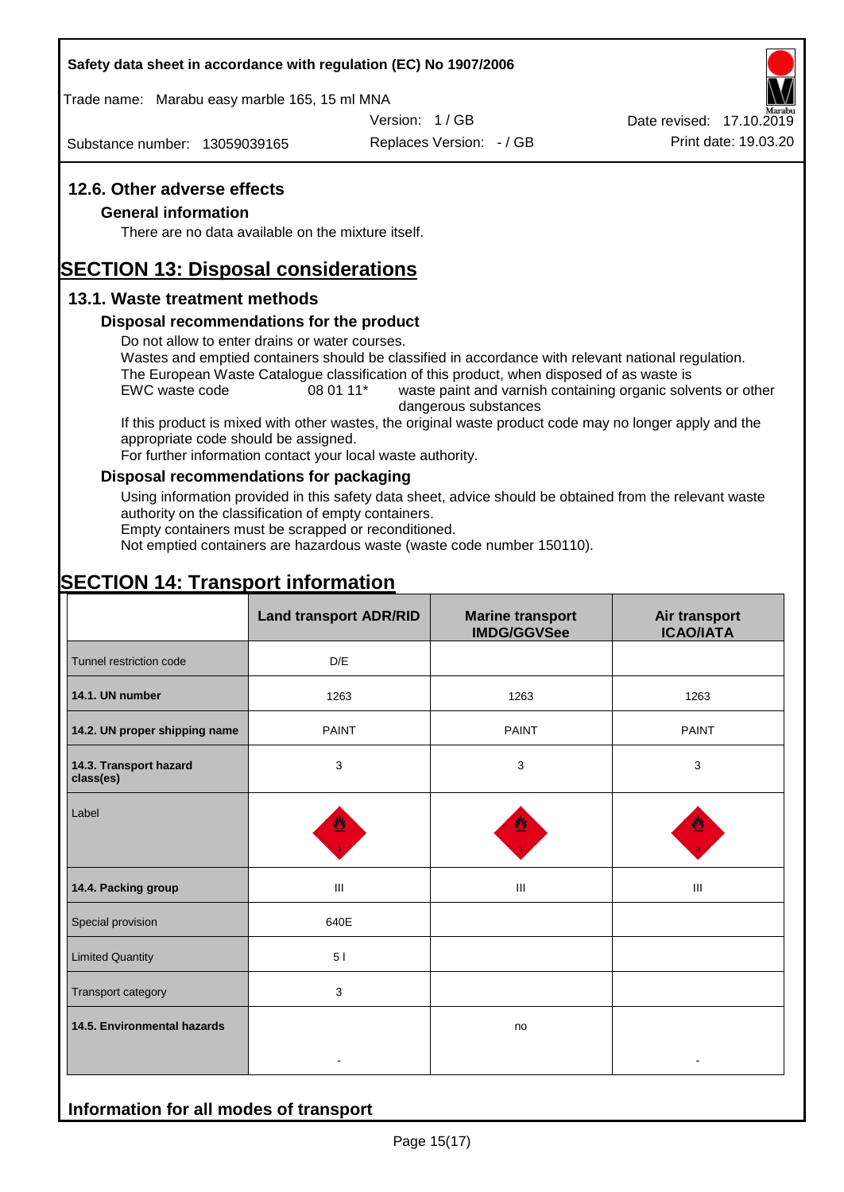## 12.6. Other adverse effects

### General information

There are no data available on the mixture itself.

# SECTION 13: Disposal considerations

## 13.1. Waste treatment methods

### Disposal recommendations for the product

Do not allow to enter drains or water courses.
Wastes and emptied containers should be classified in accordance with relevant national regulation.
The European Waste Catalogue classification of this product, when disposed of as waste is

EWC waste code 08 01 11* waste paint and varnish containing organic solvents or other dangerous substances

If this product is mixed with other wastes, the original waste product code may no longer apply and the appropriate code should be assigned.
For further information contact your local waste authority.

### Disposal recommendations for packaging

Using information provided in this safety data sheet, advice should be obtained from the relevant waste authority on the classification of empty containers.
Empty containers must be scrapped or reconditioned.
Not emptied containers are hazardous waste (waste code number 150110).

# SECTION 14: Transport information

| | Land transport ADR/RID | Marine transport IMDG/GGVSee | Air transport ICAO/IATA |
|---|---|---|---|
| Tunnel restriction code | D/E | | |
| **14.1. UN number** | 1263 | 1263 | 1263 |
| **14.2. UN proper shipping name** | PAINT | PAINT | PAINT |
| **14.3. Transport hazard class(es)** | 3 | 3 | 3 |
| Label | | | |
| **14.4. Packing group** | III | III | III |
| Special provision | 640E | | |
| Limited Quantity | 5 l | | |
| Transport category | 3 | | |
| **14.5. Environmental hazards** | - | no | - |

## Information for all modes of transport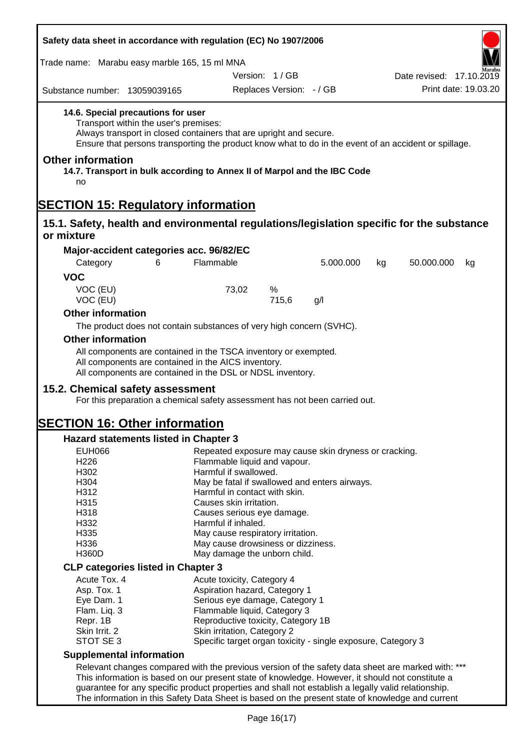**14.6. Special precautions for user**

Transport within the user's premises:
Always transport in closed containers that are upright and secure.
Ensure that persons transporting the product know what to do in the event of an accident or spillage.

## Other information

**14.7. Transport in bulk according to Annex II of Marpol and the IBC Code**

no

# SECTION 15: Regulatory information

## 15.1. Safety, health and environmental regulations/legislation specific for the substance or mixture

### Major-accident categories acc. 96/82/EC

| Category | 6 | Flammable | 5.000.000 | kg | 50.000.000 | kg |
|---|---|---|---|---|---|---|

### VOC

| | | |
|---|---|---|
| VOC (EU) | 73,02 | % |
| VOC (EU) | 715,6 | g/l |

### Other information

The product does not contain substances of very high concern (SVHC).

### Other information

All components are contained in the TSCA inventory or exempted.
All components are contained in the AICS inventory.
All components are contained in the DSL or NDSL inventory.

## 15.2. Chemical safety assessment

For this preparation a chemical safety assessment has not been carried out.

# SECTION 16: Other information

### Hazard statements listed in Chapter 3

| | |
|---|---|
| EUH066 | Repeated exposure may cause skin dryness or cracking. |
| H226 | Flammable liquid and vapour. |
| H302 | Harmful if swallowed. |
| H304 | May be fatal if swallowed and enters airways. |
| H312 | Harmful in contact with skin. |
| H315 | Causes skin irritation. |
| H318 | Causes serious eye damage. |
| H332 | Harmful if inhaled. |
| H335 | May cause respiratory irritation. |
| H336 | May cause drowsiness or dizziness. |
| H360D | May damage the unborn child. |

### CLP categories listed in Chapter 3

| | |
|---|---|
| Acute Tox. 4 | Acute toxicity, Category 4 |
| Asp. Tox. 1 | Aspiration hazard, Category 1 |
| Eye Dam. 1 | Serious eye damage, Category 1 |
| Flam. Liq. 3 | Flammable liquid, Category 3 |
| Repr. 1B | Reproductive toxicity, Category 1B |
| Skin Irrit. 2 | Skin irritation, Category 2 |
| STOT SE 3 | Specific target organ toxicity - single exposure, Category 3 |

### Supplemental information

Relevant changes compared with the previous version of the safety data sheet are marked with: ***
This information is based on our present state of knowledge. However, it should not constitute a guarantee for any specific product properties and shall not establish a legally valid relationship.
The information in this Safety Data Sheet is based on the present state of knowledge and current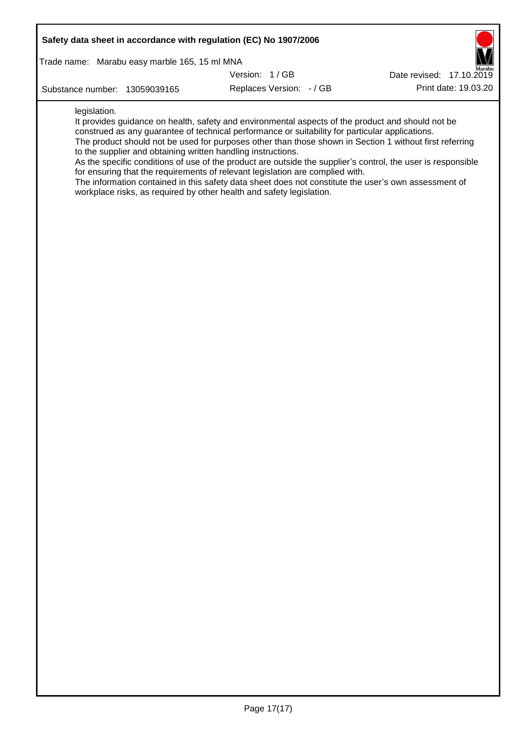legislation.
It provides guidance on health, safety and environmental aspects of the product and should not be construed as any guarantee of technical performance or suitability for particular applications.
The product should not be used for purposes other than those shown in Section 1 without first referring to the supplier and obtaining written handling instructions.
As the specific conditions of use of the product are outside the supplier's control, the user is responsible for ensuring that the requirements of relevant legislation are complied with.
The information contained in this safety data sheet does not constitute the user's own assessment of workplace risks, as required by other health and safety legislation.